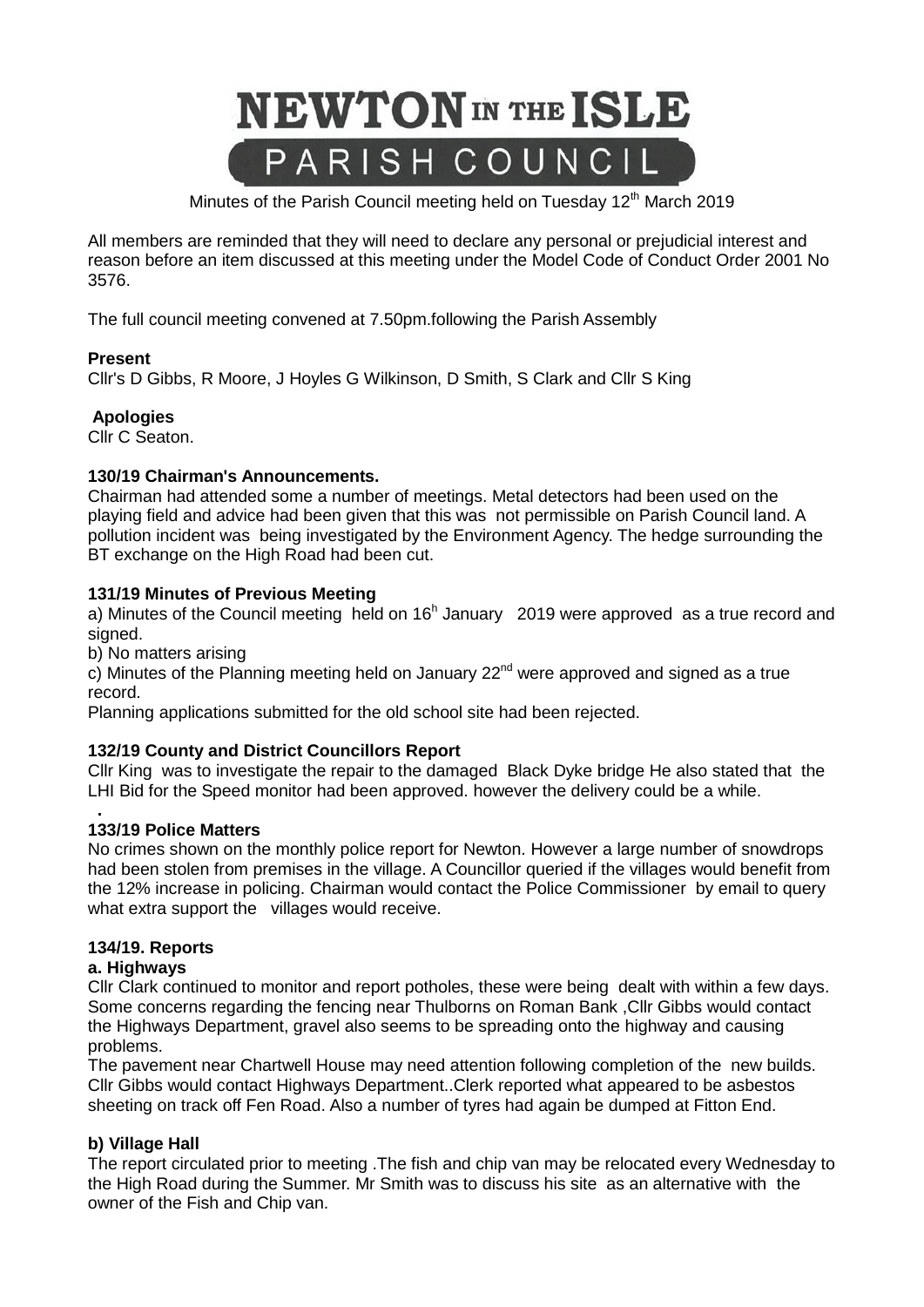# NEWTON IN THE ISLE
## PARISH COUNCIL

Minutes of the Parish Council meeting held on Tuesday 12th March 2019

All members are reminded that they will need to declare any personal or prejudicial interest and reason before an item discussed at this meeting under the Model Code of Conduct Order 2001 No 3576.

The full council meeting convened at 7.50pm.following the Parish Assembly

**Present**
Cllr's D Gibbs, R Moore, J Hoyles G Wilkinson, D Smith, S Clark and Cllr S King

**Apologies**
Cllr C Seaton.

**130/19 Chairman's Announcements.**
Chairman had attended some a number of meetings. Metal detectors had been used on the playing field and advice had been given that this was not permissible on Parish Council land. A pollution incident was being investigated by the Environment Agency. The hedge surrounding the BT exchange on the High Road had been cut.

**131/19 Minutes of Previous Meeting**
a) Minutes of the Council meeting held on 16h January 2019 were approved as a true record and signed.
b) No matters arising
c) Minutes of the Planning meeting held on January 22nd were approved and signed as a true record.
Planning applications submitted for the old school site had been rejected.

**132/19 County and District Councillors Report**
Cllr King was to investigate the repair to the damaged Black Dyke bridge He also stated that the LHI Bid for the Speed monitor had been approved. however the delivery could be a while.

**133/19 Police Matters**
No crimes shown on the monthly police report for Newton. However a large number of snowdrops had been stolen from premises in the village. A Councillor queried if the villages would benefit from the 12% increase in policing. Chairman would contact the Police Commissioner by email to query what extra support the villages would receive.

**134/19. Reports**

**a. Highways**
Cllr Clark continued to monitor and report potholes, these were being dealt with within a few days. Some concerns regarding the fencing near Thulborns on Roman Bank ,Cllr Gibbs would contact the Highways Department, gravel also seems to be spreading onto the highway and causing problems.
The pavement near Chartwell House may need attention following completion of the new builds. Cllr Gibbs would contact Highways Department..Clerk reported what appeared to be asbestos sheeting on track off Fen Road. Also a number of tyres had again be dumped at Fitton End.

**b) Village Hall**
The report circulated prior to meeting .The fish and chip van may be relocated every Wednesday to the High Road during the Summer. Mr Smith was to discuss his site as an alternative with the owner of the Fish and Chip van.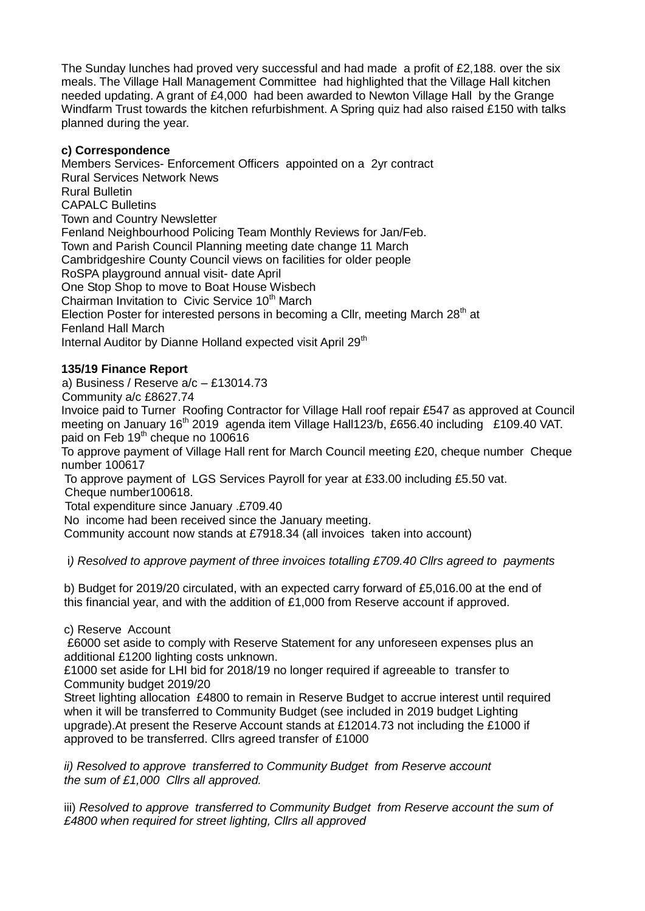The Sunday lunches had proved very successful and had made a profit of £2,188. over the six meals. The Village Hall Management Committee had highlighted that the Village Hall kitchen needed updating. A grant of £4,000 had been awarded to Newton Village Hall by the Grange Windfarm Trust towards the kitchen refurbishment. A Spring quiz had also raised £150 with talks planned during the year.

**c) Correspondence**

Members Services- Enforcement Officers appointed on a 2yr contract
Rural Services Network News
Rural Bulletin
CAPALC Bulletins
Town and Country Newsletter
Fenland Neighbourhood Policing Team Monthly Reviews for Jan/Feb.
Town and Parish Council Planning meeting date change 11 March
Cambridgeshire County Council views on facilities for older people
RoSPA playground annual visit- date April
One Stop Shop to move to Boat House Wisbech
Chairman Invitation to Civic Service 10th March
Election Poster for interested persons in becoming a Cllr, meeting March 28th at Fenland Hall March
Internal Auditor by Dianne Holland expected visit April 29th

**135/19 Finance Report**

a) Business / Reserve a/c – £13014.73
Community a/c £8627.74
Invoice paid to Turner Roofing Contractor for Village Hall roof repair £547 as approved at Council meeting on January 16th 2019 agenda item Village Hall123/b, £656.40 including £109.40 VAT. paid on Feb 19th cheque no 100616
To approve payment of Village Hall rent for March Council meeting £20, cheque number Cheque number 100617
To approve payment of LGS Services Payroll for year at £33.00 including £5.50 vat. Cheque number100618.
Total expenditure since January .£709.40
No income had been received since the January meeting.
Community account now stands at £7918.34 (all invoices taken into account)

i*) Resolved to approve payment of three invoices totalling £709.40 Cllrs agreed to payments*

b) Budget for 2019/20 circulated, with an expected carry forward of £5,016.00 at the end of this financial year, and with the addition of £1,000 from Reserve account if approved.

c) Reserve Account
£6000 set aside to comply with Reserve Statement for any unforeseen expenses plus an additional £1200 lighting costs unknown.
£1000 set aside for LHI bid for 2018/19 no longer required if agreeable to transfer to Community budget 2019/20
Street lighting allocation £4800 to remain in Reserve Budget to accrue interest until required when it will be transferred to Community Budget (see included in 2019 budget Lighting upgrade).At present the Reserve Account stands at £12014.73 not including the £1000 if approved to be transferred. Cllrs agreed transfer of £1000

*ii) Resolved to approve transferred to Community Budget from Reserve account the sum of £1,000 Cllrs all approved.*

iii) *Resolved to approve transferred to Community Budget from Reserve account the sum of £4800 when required for street lighting, Cllrs all approved*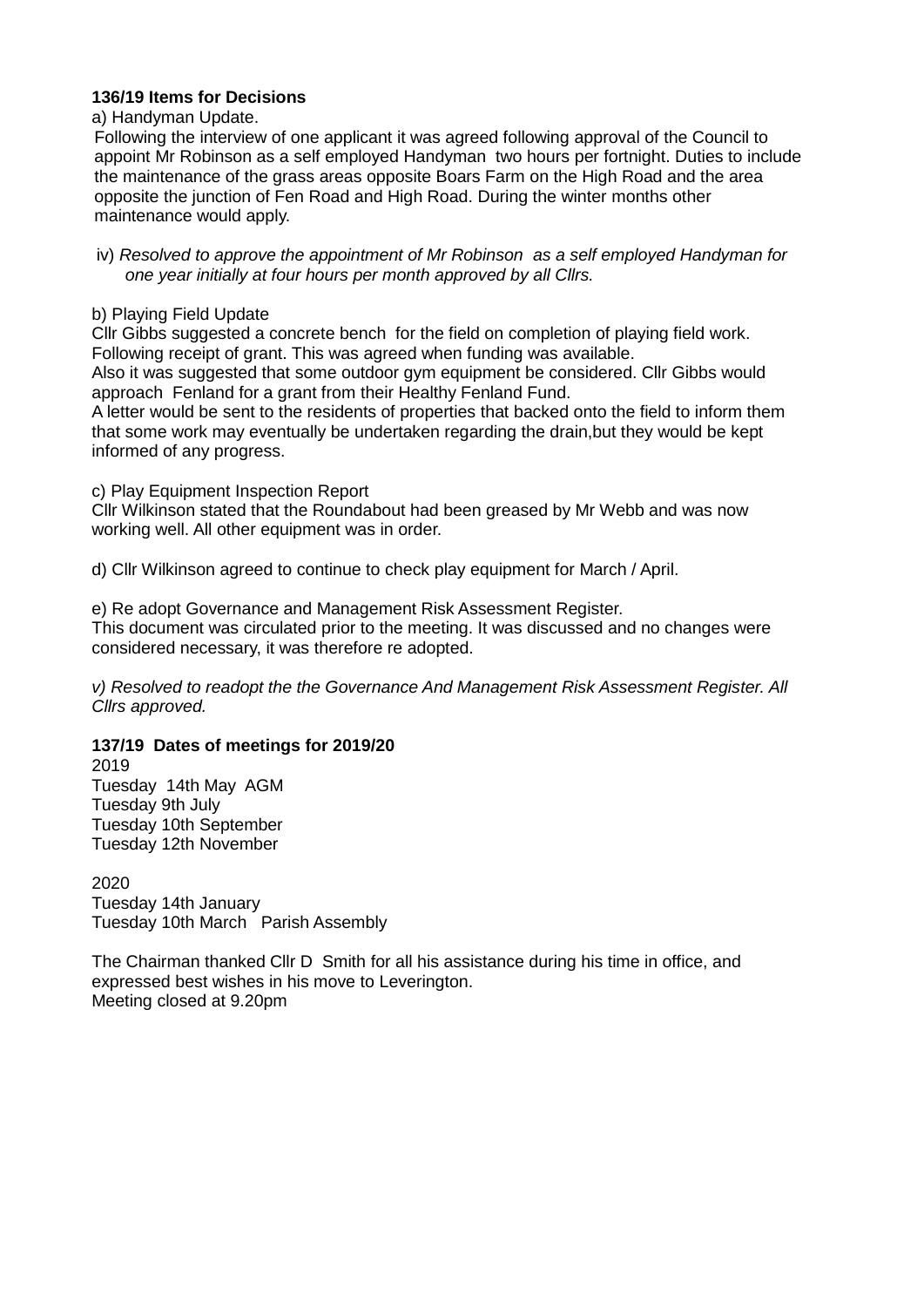**136/19 Items for Decisions**

a) Handyman Update.

Following the interview of one applicant it was agreed following approval of the Council to appoint Mr Robinson as a self employed Handyman two hours per fortnight. Duties to include the maintenance of the grass areas opposite Boars Farm on the High Road and the area opposite the junction of Fen Road and High Road. During the winter months other maintenance would apply.

iv) *Resolved to approve the appointment of Mr Robinson as a self employed Handyman for one year initially at four hours per month approved by all Cllrs.*

b) Playing Field Update

Cllr Gibbs suggested a concrete bench for the field on completion of playing field work. Following receipt of grant. This was agreed when funding was available.

Also it was suggested that some outdoor gym equipment be considered. Cllr Gibbs would approach Fenland for a grant from their Healthy Fenland Fund.

A letter would be sent to the residents of properties that backed onto the field to inform them that some work may eventually be undertaken regarding the drain,but they would be kept informed of any progress.

c) Play Equipment Inspection Report

Cllr Wilkinson stated that the Roundabout had been greased by Mr Webb and was now working well. All other equipment was in order.

d) Cllr Wilkinson agreed to continue to check play equipment for March / April.

e) Re adopt Governance and Management Risk Assessment Register.

This document was circulated prior to the meeting. It was discussed and no changes were considered necessary, it was therefore re adopted.

*v) Resolved to readopt the the Governance And Management Risk Assessment Register. All Cllrs approved.*

**137/19 Dates of meetings for 2019/20**

2019
Tuesday 14th May AGM
Tuesday 9th July
Tuesday 10th September
Tuesday 12th November

2020
Tuesday 14th January
Tuesday 10th March Parish Assembly

The Chairman thanked Cllr D Smith for all his assistance during his time in office, and expressed best wishes in his move to Leverington.
Meeting closed at 9.20pm